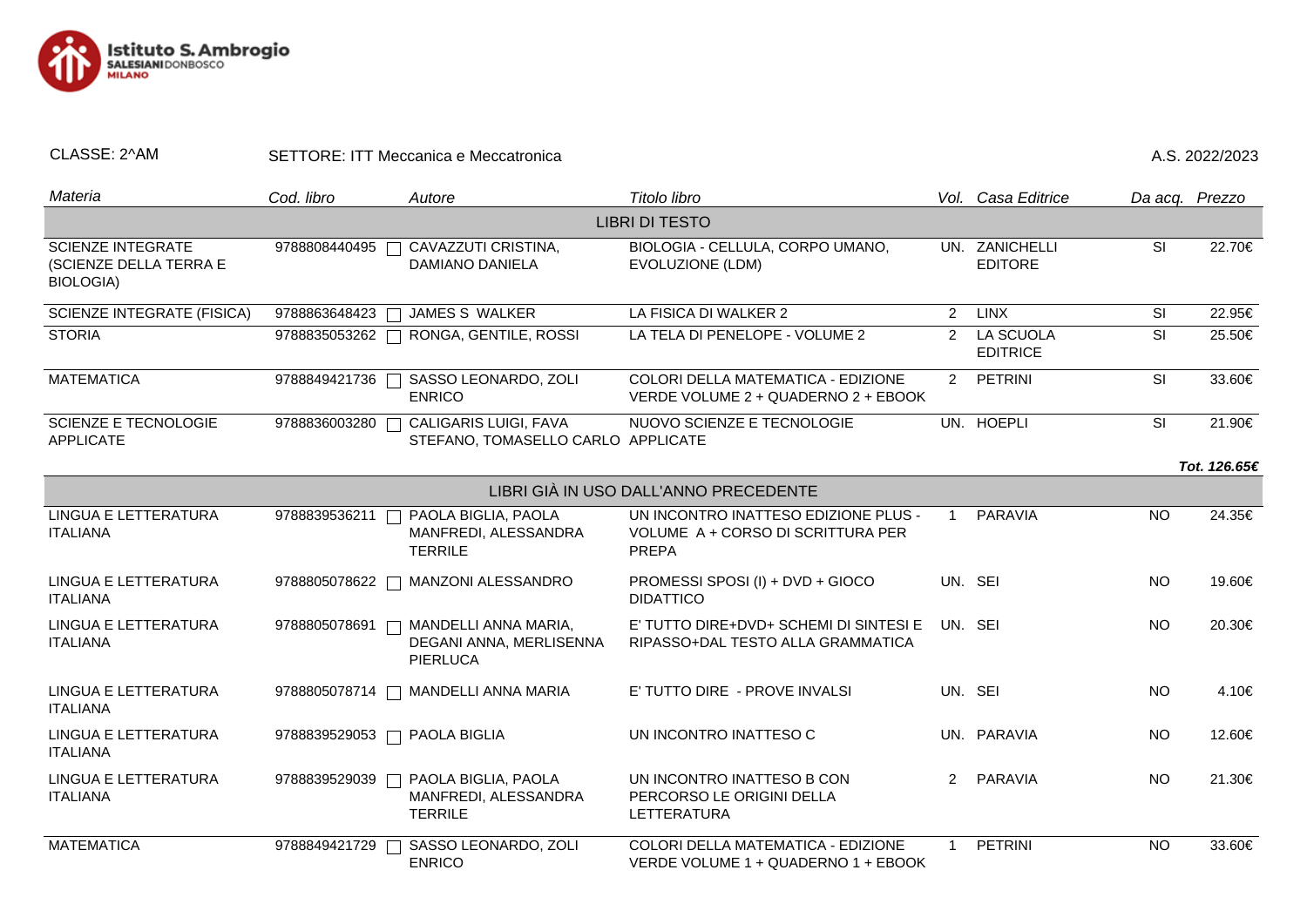**Istituto S. Ambrogio**
SALESIANI DONBOSCO
MILANO

CLASSE: 2^AM SETTORE: ITT Meccanica e Meccatronica A.S. 2022/2023

| *Materia* | *Cod. libro* | *Autore* | *Titolo libro* | *Vol.* | *Casa Editrice* | *Da acq.* | *Prezzo* |
|---|---|---|---|---|---|---|---|
| | | | LIBRI DI TESTO | | | | |
| SCIENZE INTEGRATE (SCIENZE DELLA TERRA E BIOLOGIA) | 9788808440495 | CAVAZZUTI CRISTINA, DAMIANO DANIELA | BIOLOGIA - CELLULA, CORPO UMANO, EVOLUZIONE (LDM) | UN. | ZANICHELLI EDITORE | SI | 22.70€ |
| SCIENZE INTEGRATE (FISICA) | 9788863648423 | JAMES S WALKER | LA FISICA DI WALKER 2 | 2 | LINX | SI | 22.95€ |
| STORIA | 9788835053262 | RONGA, GENTILE, ROSSI | LA TELA DI PENELOPE - VOLUME 2 | 2 | LA SCUOLA EDITRICE | SI | 25.50€ |
| MATEMATICA | 9788849421736 | SASSO LEONARDO, ZOLI ENRICO | COLORI DELLA MATEMATICA - EDIZIONE VERDE VOLUME 2 + QUADERNO 2 + EBOOK | 2 | PETRINI | SI | 33.60€ |
| SCIENZE E TECNOLOGIE APPLICATE | 9788836003280 | CALIGARIS LUIGI, FAVA STEFANO, TOMASELLO CARLO | NUOVO SCIENZE E TECNOLOGIE APPLICATE | UN. | HOEPLI | SI | 21.90€ |
| | | | | | | | ***Tot. 126.65€*** |
| | | | LIBRI GIÀ IN USO DALL'ANNO PRECEDENTE | | | | |
| LINGUA E LETTERATURA ITALIANA | 9788839536211 | PAOLA BIGLIA, PAOLA MANFREDI, ALESSANDRA TERRILE | UN INCONTRO INATTESO EDIZIONE PLUS - VOLUME A + CORSO DI SCRITTURA PER PREPA | 1 | PARAVIA | NO | 24.35€ |
| LINGUA E LETTERATURA ITALIANA | 9788805078622 | MANZONI ALESSANDRO | PROMESSI SPOSI (I) + DVD + GIOCO DIDATTICO | UN. | SEI | NO | 19.60€ |
| LINGUA E LETTERATURA ITALIANA | 9788805078691 | MANDELLI ANNA MARIA, DEGANI ANNA, MERLISENNA PIERLUCA | E' TUTTO DIRE+DVD+ SCHEMI DI SINTESI E RIPASSO+DAL TESTO ALLA GRAMMATICA | UN. | SEI | NO | 20.30€ |
| LINGUA E LETTERATURA ITALIANA | 9788805078714 | MANDELLI ANNA MARIA | E' TUTTO DIRE - PROVE INVALSI | UN. | SEI | NO | 4.10€ |
| LINGUA E LETTERATURA ITALIANA | 9788839529053 | PAOLA BIGLIA | UN INCONTRO INATTESO C | UN. | PARAVIA | NO | 12.60€ |
| LINGUA E LETTERATURA ITALIANA | 9788839529039 | PAOLA BIGLIA, PAOLA MANFREDI, ALESSANDRA TERRILE | UN INCONTRO INATTESO B CON PERCORSO LE ORIGINI DELLA LETTERATURA | 2 | PARAVIA | NO | 21.30€ |
| MATEMATICA | 9788849421729 | SASSO LEONARDO, ZOLI ENRICO | COLORI DELLA MATEMATICA - EDIZIONE VERDE VOLUME 1 + QUADERNO 1 + EBOOK | 1 | PETRINI | NO | 33.60€ |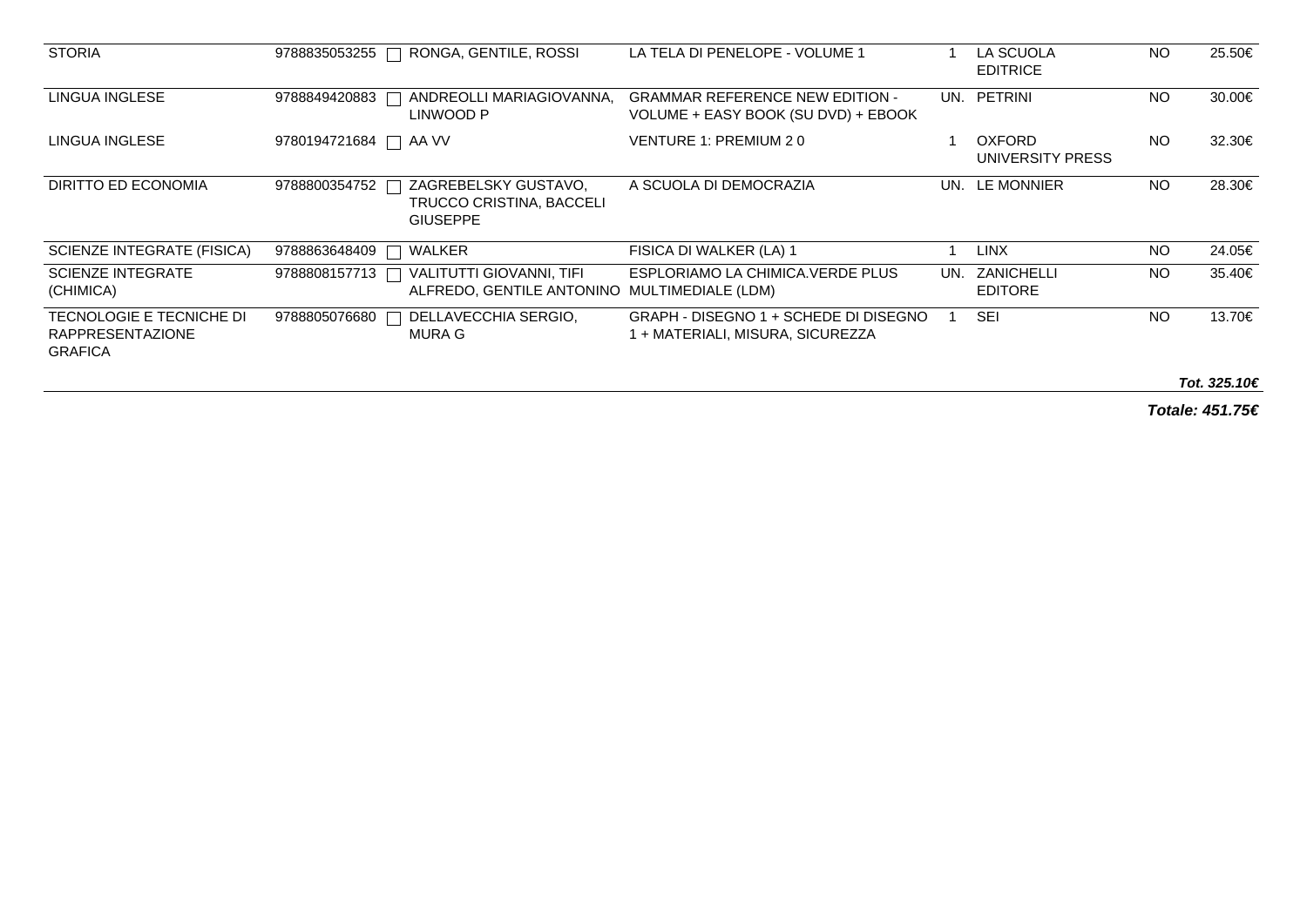| | | | | | | | |
|---|---|---|---|---|---|---|---|
| STORIA | 9788835053255 ☐ | RONGA, GENTILE, ROSSI | LA TELA DI PENELOPE - VOLUME 1 | 1 | LA SCUOLA EDITRICE | NO | 25.50€ |
| LINGUA INGLESE | 9788849420883 ☐ | ANDREOLLI MARIAGIOVANNA, LINWOOD P | GRAMMAR REFERENCE NEW EDITION - VOLUME + EASY BOOK (SU DVD) + EBOOK | UN. | PETRINI | NO | 30.00€ |
| LINGUA INGLESE | 9780194721684 ☐ | AA VV | VENTURE 1: PREMIUM 2 0 | 1 | OXFORD UNIVERSITY PRESS | NO | 32.30€ |
| DIRITTO ED ECONOMIA | 9788800354752 ☐ | ZAGREBELSKY GUSTAVO, TRUCCO CRISTINA, BACCELI GIUSEPPE | A SCUOLA DI DEMOCRAZIA | UN. | LE MONNIER | NO | 28.30€ |
| SCIENZE INTEGRATE (FISICA) | 9788863648409 ☐ | WALKER | FISICA DI WALKER (LA) 1 | 1 | LINX | NO | 24.05€ |
| SCIENZE INTEGRATE (CHIMICA) | 9788808157713 ☐ | VALITUTTI GIOVANNI, TIFI ALFREDO, GENTILE ANTONINO | ESPLORIAMO LA CHIMICA.VERDE PLUS MULTIMEDIALE (LDM) | UN. | ZANICHELLI EDITORE | NO | 35.40€ |
| TECNOLOGIE E TECNICHE DI RAPPRESENTAZIONE GRAFICA | 9788805076680 ☐ | DELLAVECCHIA SERGIO, MURA G | GRAPH - DISEGNO 1 + SCHEDE DI DISEGNO 1 + MATERIALI, MISURA, SICUREZZA | 1 | SEI | NO | 13.70€ |

***Tot. 325.10€***

***Totale: 451.75€***